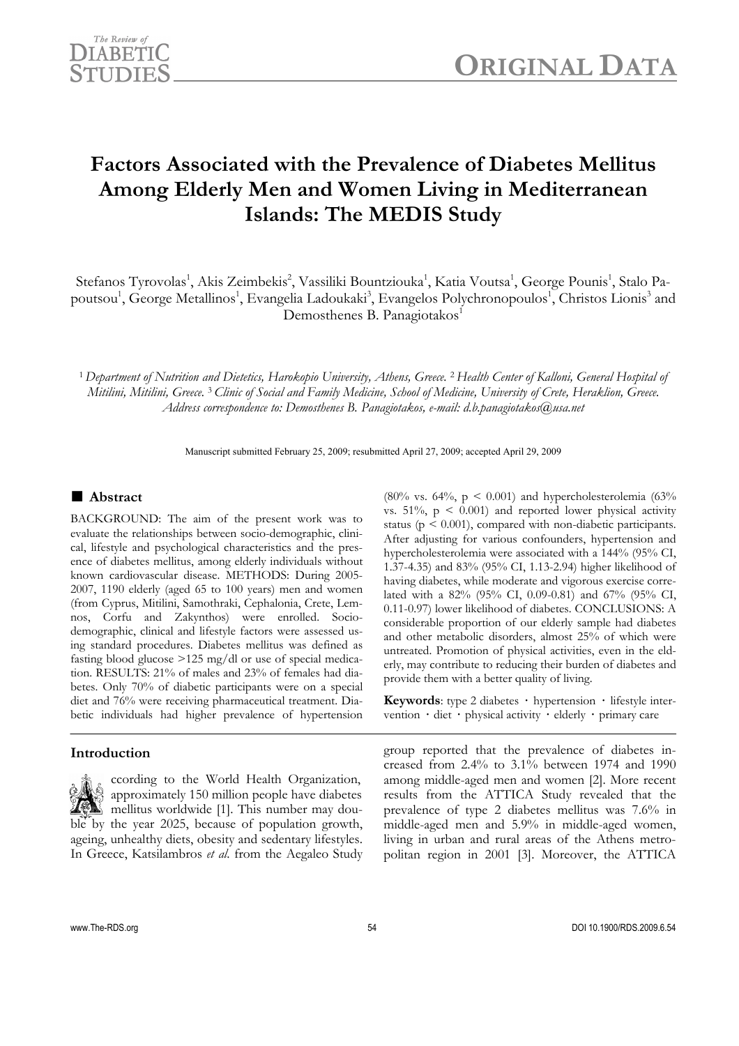# Factors Associated with the Prevalence of Diabetes Mellitus Among Elderly Men and Women Living in Mediterranean Islands: The MEDIS Study

Stefanos Tyrovolas[1], Akis Zeimbekis[2], Vassiliki Bountziouka[1], Katia Voutsa[1], George Pounis[1], Stalo Papoutsou[1], George Metallinos[1], Evangelia Ladoukaki[3], Evangelos Polychronopoulos[1], Christos Lionis[3] and Demosthenes B. Panagiotakos[1]

[1] *Department of Nutrition and Dietetics, Harokopio University, Athens, Greece.* [2] *Health Center of Kalloni, General Hospital of Mitilini, Mitilini, Greece.* [3] *Clinic of Social and Family Medicine, School of Medicine, University of Crete, Heraklion, Greece. Address correspondence to: Demosthenes B. Panagiotakos, e-mail: d.b.panagiotakos@usa.net*

Manuscript submitted February 25, 2009; resubmitted April 27, 2009; accepted April 29, 2009

## Abstract

BACKGROUND: The aim of the present work was to evaluate the relationships between socio-demographic, clinical, lifestyle and psychological characteristics and the presence of diabetes mellitus, among elderly individuals without known cardiovascular disease. METHODS: During 2005-2007, 1190 elderly (aged 65 to 100 years) men and women (from Cyprus, Mitilini, Samothraki, Cephalonia, Crete, Lemnos, Corfu and Zakynthos) were enrolled. Socio-demographic, clinical and lifestyle factors were assessed using standard procedures. Diabetes mellitus was defined as fasting blood glucose >125 mg/dl or use of special medication. RESULTS: 21% of males and 23% of females had diabetes. Only 70% of diabetic participants were on a special diet and 76% were receiving pharmaceutical treatment. Diabetic individuals had higher prevalence of hypertension (80% vs. 64%, $p < 0.001$) and hypercholesterolemia (63% vs. 51%, $p < 0.001$) and reported lower physical activity status ($p < 0.001$), compared with non-diabetic participants. After adjusting for various confounders, hypertension and hypercholesterolemia were associated with a 144% (95% CI, 1.37-4.35) and 83% (95% CI, 1.13-2.94) higher likelihood of having diabetes, while moderate and vigorous exercise correlated with a 82% (95% CI, 0.09-0.81) and 67% (95% CI, 0.11-0.97) lower likelihood of diabetes. CONCLUSIONS: A considerable proportion of our elderly sample had diabetes and other metabolic disorders, almost 25% of which were untreated. Promotion of physical activities, even in the elderly, may contribute to reducing their burden of diabetes and provide them with a better quality of living.

**Keywords**: type 2 diabetes · hypertension · lifestyle intervention · diet · physical activity · elderly · primary care

## Introduction

According to the World Health Organization, approximately 150 million people have diabetes mellitus worldwide [1]. This number may double by the year 2025, because of population growth, ageing, unhealthy diets, obesity and sedentary lifestyles. In Greece, Katsilambros *et al.* from the Aegaleo Study group reported that the prevalence of diabetes increased from 2.4% to 3.1% between 1974 and 1990 among middle-aged men and women [2]. More recent results from the ATTICA Study revealed that the prevalence of type 2 diabetes mellitus was 7.6% in middle-aged men and 5.9% in middle-aged women, living in urban and rural areas of the Athens metropolitan region in 2001 [3]. Moreover, the ATTICA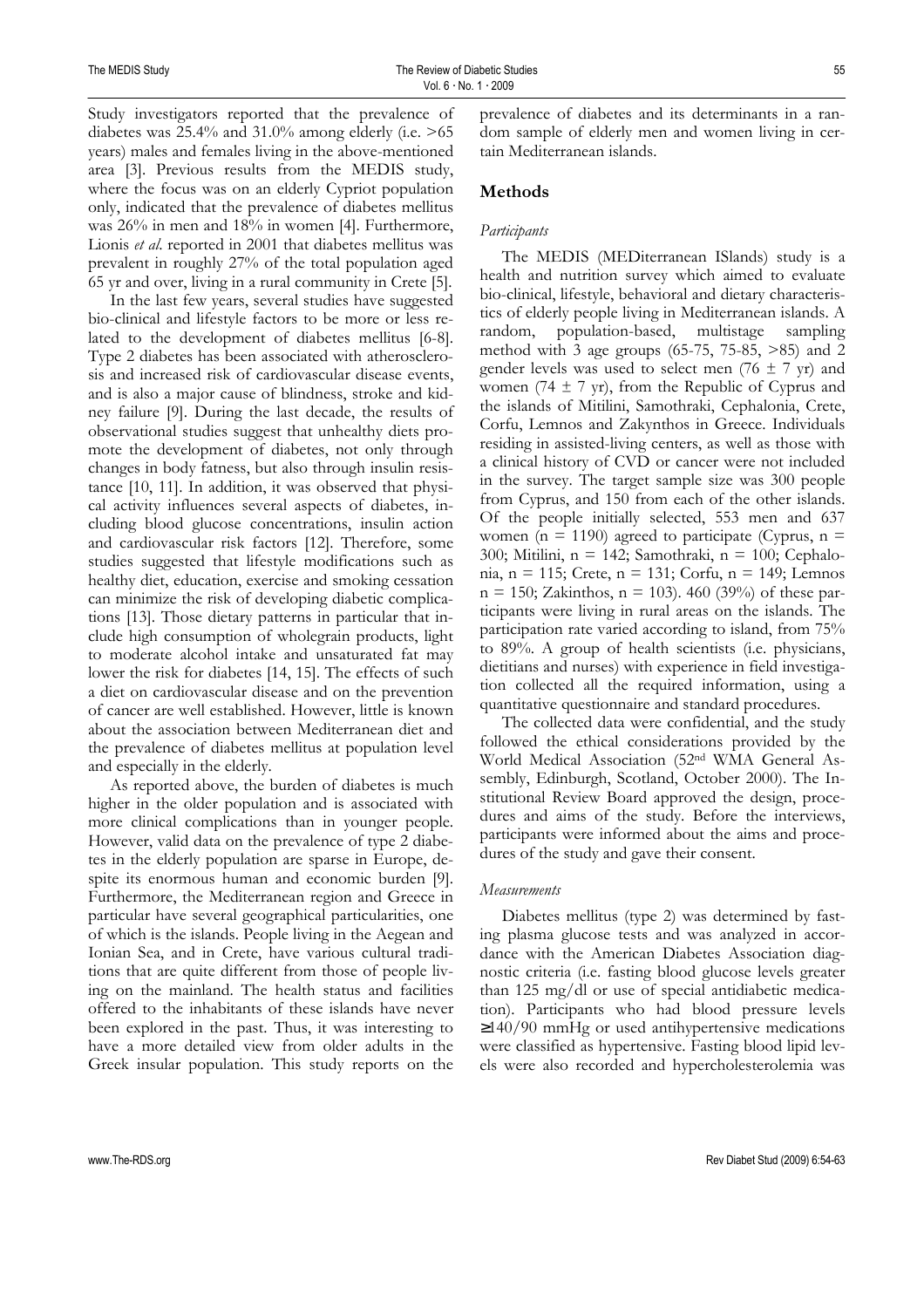Study investigators reported that the prevalence of diabetes was 25.4% and 31.0% among elderly (i.e. >65 years) males and females living in the above-mentioned area [3]. Previous results from the MEDIS study, where the focus was on an elderly Cypriot population only, indicated that the prevalence of diabetes mellitus was 26% in men and 18% in women [4]. Furthermore, Lionis *et al*. reported in 2001 that diabetes mellitus was prevalent in roughly 27% of the total population aged 65 yr and over, living in a rural community in Crete [5].

In the last few years, several studies have suggested bio-clinical and lifestyle factors to be more or less related to the development of diabetes mellitus [6-8]. Type 2 diabetes has been associated with atherosclerosis and increased risk of cardiovascular disease events, and is also a major cause of blindness, stroke and kidney failure [9]. During the last decade, the results of observational studies suggest that unhealthy diets promote the development of diabetes, not only through changes in body fatness, but also through insulin resistance [10, 11]. In addition, it was observed that physical activity influences several aspects of diabetes, including blood glucose concentrations, insulin action and cardiovascular risk factors [12]. Therefore, some studies suggested that lifestyle modifications such as healthy diet, education, exercise and smoking cessation can minimize the risk of developing diabetic complications [13]. Those dietary patterns in particular that include high consumption of wholegrain products, light to moderate alcohol intake and unsaturated fat may lower the risk for diabetes [14, 15]. The effects of such a diet on cardiovascular disease and on the prevention of cancer are well established. However, little is known about the association between Mediterranean diet and the prevalence of diabetes mellitus at population level and especially in the elderly.

As reported above, the burden of diabetes is much higher in the older population and is associated with more clinical complications than in younger people. However, valid data on the prevalence of type 2 diabetes in the elderly population are sparse in Europe, despite its enormous human and economic burden [9]. Furthermore, the Mediterranean region and Greece in particular have several geographical particularities, one of which is the islands. People living in the Aegean and Ionian Sea, and in Crete, have various cultural traditions that are quite different from those of people living on the mainland. The health status and facilities offered to the inhabitants of these islands have never been explored in the past. Thus, it was interesting to have a more detailed view from older adults in the Greek insular population. This study reports on the prevalence of diabetes and its determinants in a random sample of elderly men and women living in certain Mediterranean islands.

## Methods

### *Participants*

The MEDIS (MEDiterranean ISlands) study is a health and nutrition survey which aimed to evaluate bio-clinical, lifestyle, behavioral and dietary characteristics of elderly people living in Mediterranean islands. A random, population-based, multistage sampling method with 3 age groups (65-75, 75-85, >85) and 2 gender levels was used to select men (76 ± 7 yr) and women (74 ± 7 yr), from the Republic of Cyprus and the islands of Mitilini, Samothraki, Cephalonia, Crete, Corfu, Lemnos and Zakynthos in Greece. Individuals residing in assisted-living centers, as well as those with a clinical history of CVD or cancer were not included in the survey. The target sample size was 300 people from Cyprus, and 150 from each of the other islands. Of the people initially selected, 553 men and 637 women (n = 1190) agreed to participate (Cyprus, n = 300; Mitilini, n = 142; Samothraki, n = 100; Cephalonia, n = 115; Crete, n = 131; Corfu, n = 149; Lemnos n = 150; Zakinthos, n = 103). 460 (39%) of these participants were living in rural areas on the islands. The participation rate varied according to island, from 75% to 89%. A group of health scientists (i.e. physicians, dietitians and nurses) with experience in field investigation collected all the required information, using a quantitative questionnaire and standard procedures.

The collected data were confidential, and the study followed the ethical considerations provided by the World Medical Association (52nd WMA General Assembly, Edinburgh, Scotland, October 2000). The Institutional Review Board approved the design, procedures and aims of the study. Before the interviews, participants were informed about the aims and procedures of the study and gave their consent.

### *Measurements*

Diabetes mellitus (type 2) was determined by fasting plasma glucose tests and was analyzed in accordance with the American Diabetes Association diagnostic criteria (i.e. fasting blood glucose levels greater than 125 mg/dl or use of special antidiabetic medication). Participants who had blood pressure levels ≥140/90 mmHg or used antihypertensive medications were classified as hypertensive. Fasting blood lipid levels were also recorded and hypercholesterolemia was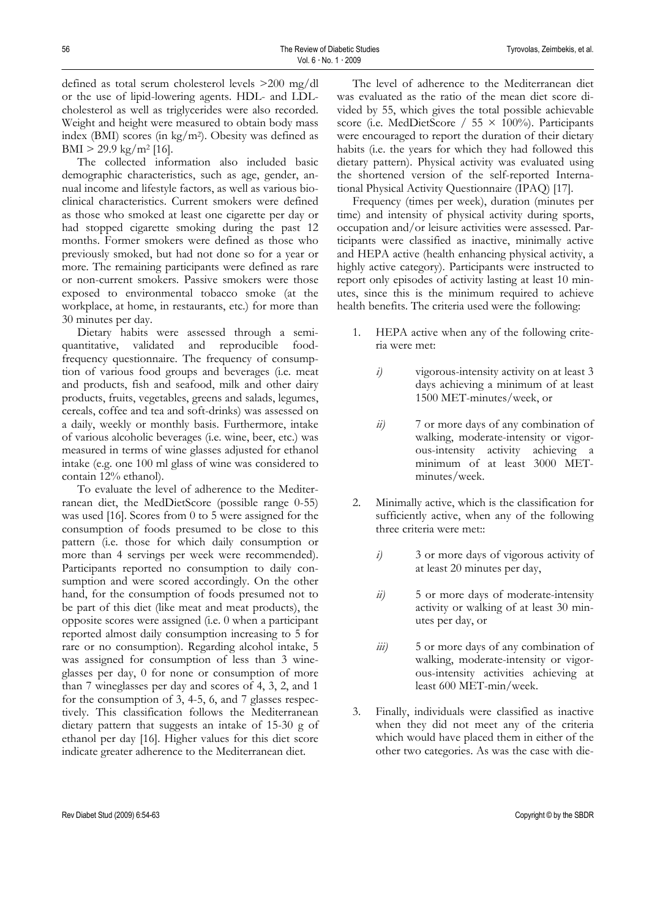defined as total serum cholesterol levels >200 mg/dl or the use of lipid-lowering agents. HDL- and LDL-cholesterol as well as triglycerides were also recorded. Weight and height were measured to obtain body mass index (BMI) scores (in $kg/m^2$). Obesity was defined as BMI > 29.9 $kg/m^2$ [16].

The collected information also included basic demographic characteristics, such as age, gender, annual income and lifestyle factors, as well as various bioclinical characteristics. Current smokers were defined as those who smoked at least one cigarette per day or had stopped cigarette smoking during the past 12 months. Former smokers were defined as those who previously smoked, but had not done so for a year or more. The remaining participants were defined as rare or non-current smokers. Passive smokers were those exposed to environmental tobacco smoke (at the workplace, at home, in restaurants, etc.) for more than 30 minutes per day.

Dietary habits were assessed through a semi-quantitative, validated and reproducible food-frequency questionnaire. The frequency of consumption of various food groups and beverages (i.e. meat and products, fish and seafood, milk and other dairy products, fruits, vegetables, greens and salads, legumes, cereals, coffee and tea and soft-drinks) was assessed on a daily, weekly or monthly basis. Furthermore, intake of various alcoholic beverages (i.e. wine, beer, etc.) was measured in terms of wine glasses adjusted for ethanol intake (e.g. one 100 ml glass of wine was considered to contain 12% ethanol).

To evaluate the level of adherence to the Mediterranean diet, the MedDietScore (possible range 0-55) was used [16]. Scores from 0 to 5 were assigned for the consumption of foods presumed to be close to this pattern (i.e. those for which daily consumption or more than 4 servings per week were recommended). Participants reported no consumption to daily consumption and were scored accordingly. On the other hand, for the consumption of foods presumed not to be part of this diet (like meat and meat products), the opposite scores were assigned (i.e. 0 when a participant reported almost daily consumption increasing to 5 for rare or no consumption). Regarding alcohol intake, 5 was assigned for consumption of less than 3 wineglasses per day, 0 for none or consumption of more than 7 wineglasses per day and scores of 4, 3, 2, and 1 for the consumption of 3, 4-5, 6, and 7 glasses respectively. This classification follows the Mediterranean dietary pattern that suggests an intake of 15-30 g of ethanol per day [16]. Higher values for this diet score indicate greater adherence to the Mediterranean diet.

The level of adherence to the Mediterranean diet was evaluated as the ratio of the mean diet score divided by 55, which gives the total possible achievable score (i.e. MedDietScore / 55 × 100%). Participants were encouraged to report the duration of their dietary habits (i.e. the years for which they had followed this dietary pattern). Physical activity was evaluated using the shortened version of the self-reported International Physical Activity Questionnaire (IPAQ) [17].

Frequency (times per week), duration (minutes per time) and intensity of physical activity during sports, occupation and/or leisure activities were assessed. Participants were classified as inactive, minimally active and HEPA active (health enhancing physical activity, a highly active category). Participants were instructed to report only episodes of activity lasting at least 10 minutes, since this is the minimum required to achieve health benefits. The criteria used were the following:

1. HEPA active when any of the following criteria were met:
   - *i)* vigorous-intensity activity on at least 3 days achieving a minimum of at least 1500 MET-minutes/week, or
   - *ii)* 7 or more days of any combination of walking, moderate-intensity or vigorous-intensity activity achieving a minimum of at least 3000 MET-minutes/week.
2. Minimally active, which is the classification for sufficiently active, when any of the following three criteria were met::
   - *i)* 3 or more days of vigorous activity of at least 20 minutes per day,
   - *ii)* 5 or more days of moderate-intensity activity or walking of at least 30 minutes per day, or
   - *iii)* 5 or more days of any combination of walking, moderate-intensity or vigorous-intensity activities achieving at least 600 MET-min/week.
3. Finally, individuals were classified as inactive when they did not meet any of the criteria which would have placed them in either of the other two categories. As was the case with die-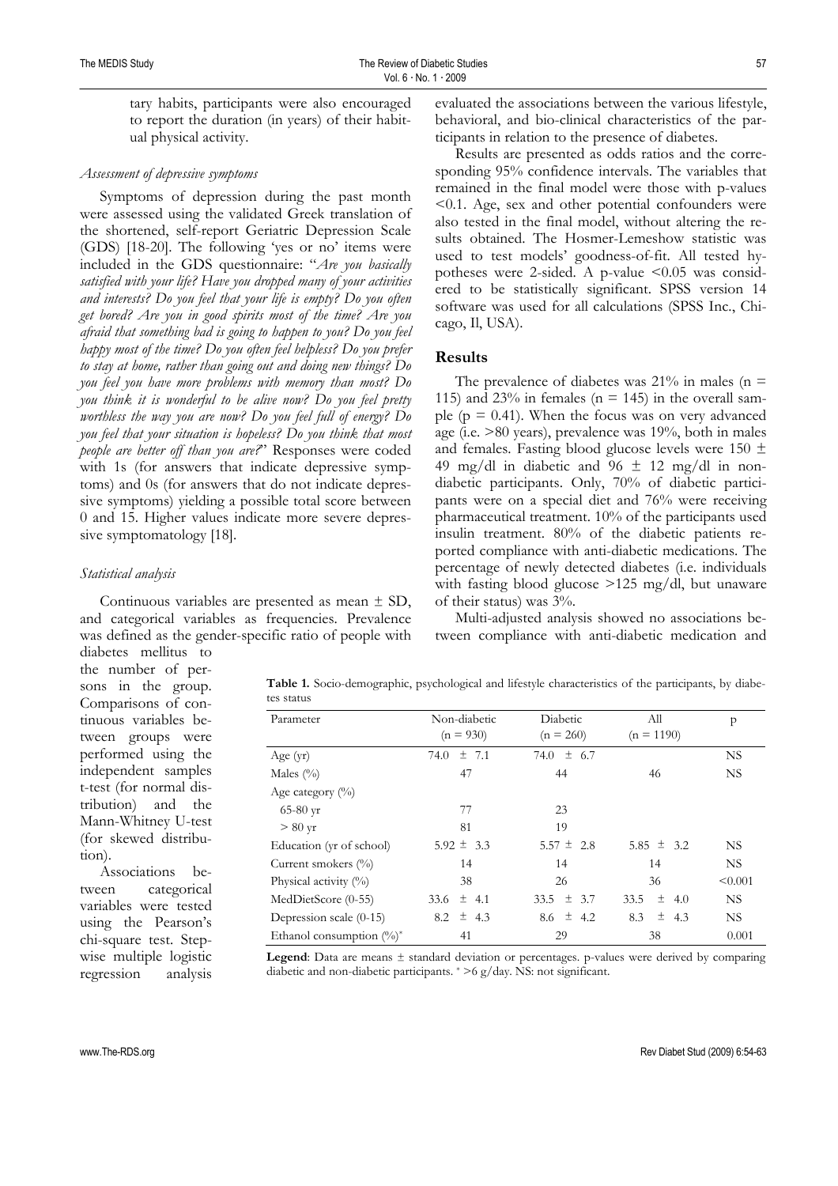tary habits, participants were also encouraged to report the duration (in years) of their habitual physical activity.

### *Assessment of depressive symptoms*

Symptoms of depression during the past month were assessed using the validated Greek translation of the shortened, self-report Geriatric Depression Scale (GDS) [18-20]. The following 'yes or no' items were included in the GDS questionnaire: "*Are you basically satisfied with your life? Have you dropped many of your activities and interests? Do you feel that your life is empty? Do you often get bored? Are you in good spirits most of the time? Are you afraid that something bad is going to happen to you? Do you feel happy most of the time? Do you often feel helpless? Do you prefer to stay at home, rather than going out and doing new things? Do you feel you have more problems with memory than most? Do you think it is wonderful to be alive now? Do you feel pretty worthless the way you are now? Do you feel full of energy? Do you feel that your situation is hopeless? Do you think that most people are better off than you are?*" Responses were coded with 1s (for answers that indicate depressive symptoms) and 0s (for answers that do not indicate depressive symptoms) yielding a possible total score between 0 and 15. Higher values indicate more severe depressive symptomatology [18].

### *Statistical analysis*

Continuous variables are presented as mean ± SD, and categorical variables as frequencies. Prevalence was defined as the gender-specific ratio of people with diabetes mellitus to the number of persons in the group. Comparisons of continuous variables between groups were performed using the independent samples t-test (for normal distribution) and the Mann-Whitney U-test (for skewed distribution).

Associations between categorical variables were tested using the Pearson's chi-square test. Stepwise multiple logistic regression analysis evaluated the associations between the various lifestyle, behavioral, and bio-clinical characteristics of the participants in relation to the presence of diabetes.

Results are presented as odds ratios and the corresponding 95% confidence intervals. The variables that remained in the final model were those with p-values <0.1. Age, sex and other potential confounders were also tested in the final model, without altering the results obtained. The Hosmer-Lemeshow statistic was used to test models' goodness-of-fit. All tested hypotheses were 2-sided. A p-value <0.05 was considered to be statistically significant. SPSS version 14 software was used for all calculations (SPSS Inc., Chicago, Il, USA).

## Results

The prevalence of diabetes was 21% in males (n = 115) and 23% in females (n = 145) in the overall sample (p = 0.41). When the focus was on very advanced age (i.e. >80 years), prevalence was 19%, both in males and females. Fasting blood glucose levels were 150 ± 49 mg/dl in diabetic and 96 ± 12 mg/dl in non-diabetic participants. Only, 70% of diabetic participants were on a special diet and 76% were receiving pharmaceutical treatment. 10% of the participants used insulin treatment. 80% of the diabetic patients reported compliance with anti-diabetic medications. The percentage of newly detected diabetes (i.e. individuals with fasting blood glucose >125 mg/dl, but unaware of their status) was 3%.

Multi-adjusted analysis showed no associations between compliance with anti-diabetic medication and

**Table 1.** Socio-demographic, psychological and lifestyle characteristics of the participants, by diabetes status

| Parameter | Non-diabetic (n = 930) | Diabetic (n = 260) | All (n = 1190) | p |
|---|---|---|---|---|
| Age (yr) | 74.0 ± 7.1 | 74.0 ± 6.7 | | NS |
| Males (%) | 47 | 44 | 46 | NS |
| Age category (%) | | | | |
| 65-80 yr | 77 | 23 | | |
| > 80 yr | 81 | 19 | | |
| Education (yr of school) | 5.92 ± 3.3 | 5.57 ± 2.8 | 5.85 ± 3.2 | NS |
| Current smokers (%) | 14 | 14 | 14 | NS |
| Physical activity (%) | 38 | 26 | 36 | <0.001 |
| MedDietScore (0-55) | 33.6 ± 4.1 | 33.5 ± 3.7 | 33.5 ± 4.0 | NS |
| Depression scale (0-15) | 8.2 ± 4.3 | 8.6 ± 4.2 | 8.3 ± 4.3 | NS |
| Ethanol consumption (%)* | 41 | 29 | 38 | 0.001 |

**Legend**: Data are means ± standard deviation or percentages. p-values were derived by comparing diabetic and non-diabetic participants. * >6 g/day. NS: not significant.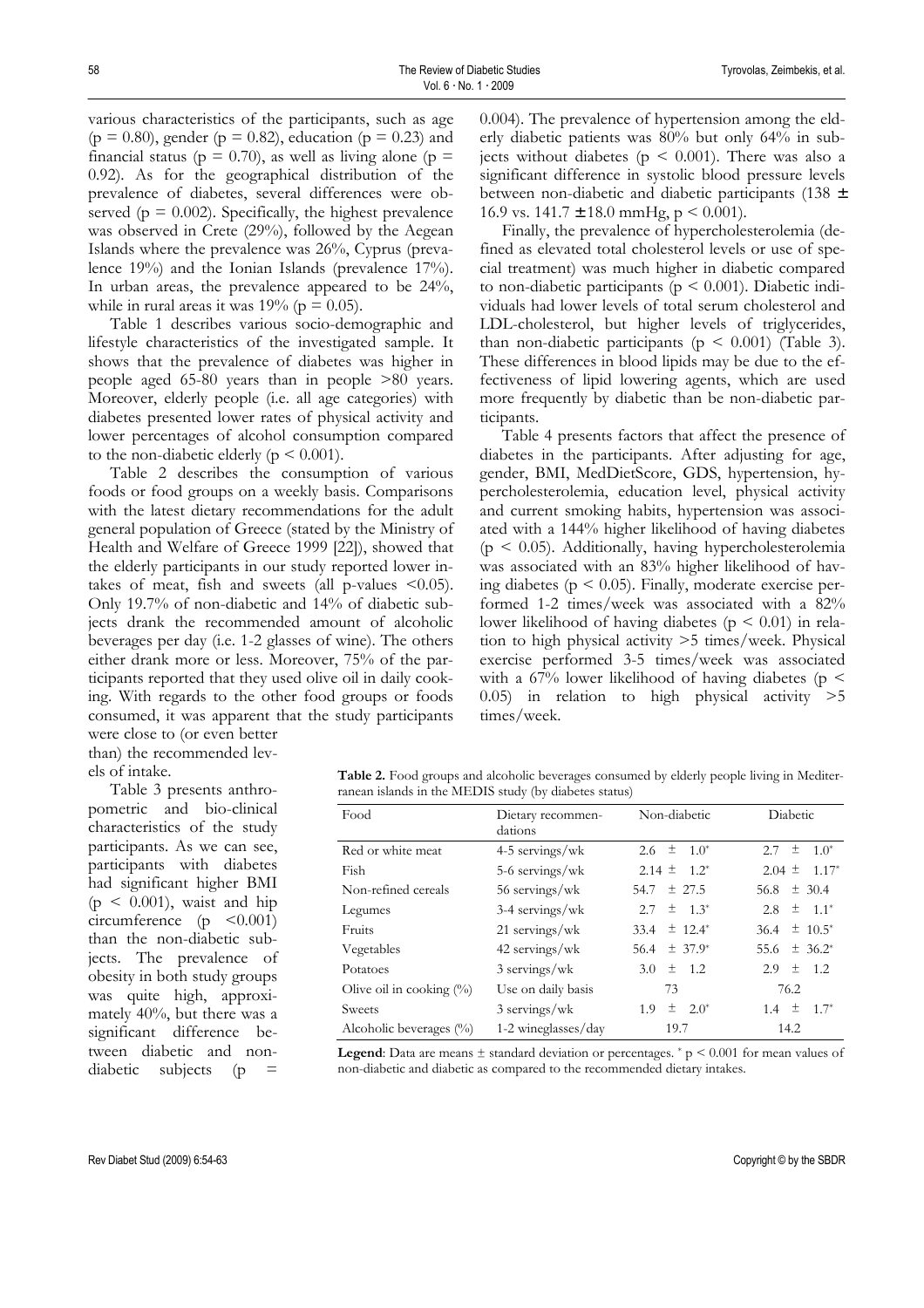various characteristics of the participants, such as age ($p = 0.80$), gender ($p = 0.82$), education ($p = 0.23$) and financial status ($p = 0.70$), as well as living alone ($p = 0.92$). As for the geographical distribution of the prevalence of diabetes, several differences were observed ($p = 0.002$). Specifically, the highest prevalence was observed in Crete (29%), followed by the Aegean Islands where the prevalence was 26%, Cyprus (prevalence 19%) and the Ionian Islands (prevalence 17%). In urban areas, the prevalence appeared to be 24%, while in rural areas it was 19% ($p = 0.05$).

Table 1 describes various socio-demographic and lifestyle characteristics of the investigated sample. It shows that the prevalence of diabetes was higher in people aged 65-80 years than in people >80 years. Moreover, elderly people (i.e. all age categories) with diabetes presented lower rates of physical activity and lower percentages of alcohol consumption compared to the non-diabetic elderly ($p < 0.001$).

Table 2 describes the consumption of various foods or food groups on a weekly basis. Comparisons with the latest dietary recommendations for the adult general population of Greece (stated by the Ministry of Health and Welfare of Greece 1999 [22]), showed that the elderly participants in our study reported lower intakes of meat, fish and sweets (all p-values <0.05). Only 19.7% of non-diabetic and 14% of diabetic subjects drank the recommended amount of alcoholic beverages per day (i.e. 1-2 glasses of wine). The others either drank more or less. Moreover, 75% of the participants reported that they used olive oil in daily cooking. With regards to the other food groups or foods consumed, it was apparent that the study participants were close to (or even better than) the recommended levels of intake.

Table 3 presents anthropometric and bio-clinical characteristics of the study participants. As we can see, participants with diabetes had significant higher BMI ($p < 0.001$), waist and hip circumference ($p < 0.001$) than the non-diabetic subjects. The prevalence of obesity in both study groups was quite high, approximately 40%, but there was a significant difference between diabetic and non-diabetic subjects ($p = 0.004$). The prevalence of hypertension among the elderly diabetic patients was 80% but only 64% in subjects without diabetes ($p < 0.001$). There was also a significant difference in systolic blood pressure levels between non-diabetic and diabetic participants (138 ± 16.9 vs. 141.7 ± 18.0 mmHg, $p < 0.001$).

Finally, the prevalence of hypercholesterolemia (defined as elevated total cholesterol levels or use of special treatment) was much higher in diabetic compared to non-diabetic participants ($p < 0.001$). Diabetic individuals had lower levels of total serum cholesterol and LDL-cholesterol, but higher levels of triglycerides, than non-diabetic participants ($p < 0.001$) (Table 3). These differences in blood lipids may be due to the effectiveness of lipid lowering agents, which are used more frequently by diabetic than be non-diabetic participants.

Table 4 presents factors that affect the presence of diabetes in the participants. After adjusting for age, gender, BMI, MedDietScore, GDS, hypertension, hypercholesterolemia, education level, physical activity and current smoking habits, hypertension was associated with a 144% higher likelihood of having diabetes ($p < 0.05$). Additionally, having hypercholesterolemia was associated with an 83% higher likelihood of having diabetes ($p < 0.05$). Finally, moderate exercise performed 1-2 times/week was associated with a 82% lower likelihood of having diabetes ($p < 0.01$) in relation to high physical activity >5 times/week. Physical exercise performed 3-5 times/week was associated with a 67% lower likelihood of having diabetes ($p < 0.05$) in relation to high physical activity >5 times/week.

**Table 2.** Food groups and alcoholic beverages consumed by elderly people living in Mediterranean islands in the MEDIS study (by diabetes status)

| Food | Dietary recommendations | Non-diabetic | Diabetic |
|---|---|---|---|
| Red or white meat | 4-5 servings/wk | 2.6 ± 1.0* | 2.7 ± 1.0* |
| Fish | 5-6 servings/wk | 2.14 ± 1.2* | 2.04 ± 1.17* |
| Non-refined cereals | 56 servings/wk | 54.7 ± 27.5 | 56.8 ± 30.4 |
| Legumes | 3-4 servings/wk | 2.7 ± 1.3* | 2.8 ± 1.1* |
| Fruits | 21 servings/wk | 33.4 ± 12.4* | 36.4 ± 10.5* |
| Vegetables | 42 servings/wk | 56.4 ± 37.9* | 55.6 ± 36.2* |
| Potatoes | 3 servings/wk | 3.0 ± 1.2 | 2.9 ± 1.2 |
| Olive oil in cooking (%) | Use on daily basis | 73 | 76.2 |
| Sweets | 3 servings/wk | 1.9 ± 2.0* | 1.4 ± 1.7* |
| Alcoholic beverages (%) | 1-2 wineglasses/day | 19.7 | 14.2 |

**Legend**: Data are means ± standard deviation or percentages. * $p < 0.001$ for mean values of non-diabetic and diabetic as compared to the recommended dietary intakes.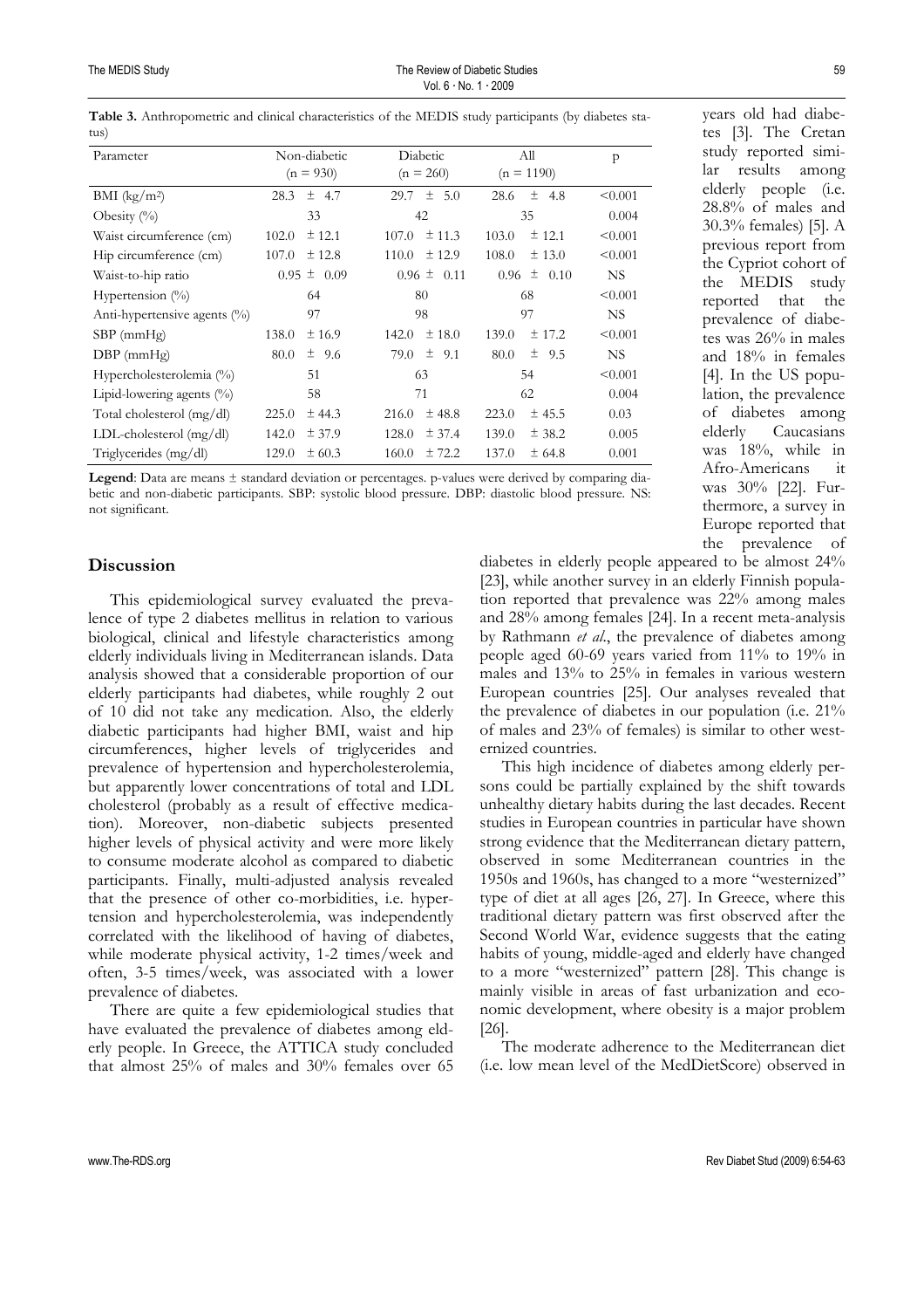**Table 3.** Anthropometric and clinical characteristics of the MEDIS study participants (by diabetes status)

| Parameter | Non-diabetic (n = 930) | Diabetic (n = 260) | All (n = 1190) | p |
|---|---|---|---|---|
| BMI (kg/m²) | 28.3 ± 4.7 | 29.7 ± 5.0 | 28.6 ± 4.8 | <0.001 |
| Obesity (%) | 33 | 42 | 35 | 0.004 |
| Waist circumference (cm) | 102.0 ± 12.1 | 107.0 ± 11.3 | 103.0 ± 12.1 | <0.001 |
| Hip circumference (cm) | 107.0 ± 12.8 | 110.0 ± 12.9 | 108.0 ± 13.0 | <0.001 |
| Waist-to-hip ratio | 0.95 ± 0.09 | 0.96 ± 0.11 | 0.96 ± 0.10 | NS |
| Hypertension (%) | 64 | 80 | 68 | <0.001 |
| Anti-hypertensive agents (%) | 97 | 98 | 97 | NS |
| SBP (mmHg) | 138.0 ± 16.9 | 142.0 ± 18.0 | 139.0 ± 17.2 | <0.001 |
| DBP (mmHg) | 80.0 ± 9.6 | 79.0 ± 9.1 | 80.0 ± 9.5 | NS |
| Hypercholesterolemia (%) | 51 | 63 | 54 | <0.001 |
| Lipid-lowering agents (%) | 58 | 71 | 62 | 0.004 |
| Total cholesterol (mg/dl) | 225.0 ± 44.3 | 216.0 ± 48.8 | 223.0 ± 45.5 | 0.03 |
| LDL-cholesterol (mg/dl) | 142.0 ± 37.9 | 128.0 ± 37.4 | 139.0 ± 38.2 | 0.005 |
| Triglycerides (mg/dl) | 129.0 ± 60.3 | 160.0 ± 72.2 | 137.0 ± 64.8 | 0.001 |

**Legend**: Data are means ± standard deviation or percentages. p-values were derived by comparing diabetic and non-diabetic participants. SBP: systolic blood pressure. DBP: diastolic blood pressure. NS: not significant.

## Discussion

This epidemiological survey evaluated the prevalence of type 2 diabetes mellitus in relation to various biological, clinical and lifestyle characteristics among elderly individuals living in Mediterranean islands. Data analysis showed that a considerable proportion of our elderly participants had diabetes, while roughly 2 out of 10 did not take any medication. Also, the elderly diabetic participants had higher BMI, waist and hip circumferences, higher levels of triglycerides and prevalence of hypertension and hypercholesterolemia, but apparently lower concentrations of total and LDL cholesterol (probably as a result of effective medication). Moreover, non-diabetic subjects presented higher levels of physical activity and were more likely to consume moderate alcohol as compared to diabetic participants. Finally, multi-adjusted analysis revealed that the presence of other co-morbidities, i.e. hypertension and hypercholesterolemia, was independently correlated with the likelihood of having of diabetes, while moderate physical activity, 1-2 times/week and often, 3-5 times/week, was associated with a lower prevalence of diabetes.

There are quite a few epidemiological studies that have evaluated the prevalence of diabetes among elderly people. In Greece, the ATTICA study concluded that almost 25% of males and 30% females over 65 years old had diabetes [3]. The Cretan study reported similar results among elderly people (i.e. 28.8% of males and 30.3% females) [5]. A previous report from the Cypriot cohort of the MEDIS study reported that the prevalence of diabetes was 26% in males and 18% in females [4]. In the US population, the prevalence of diabetes among elderly Caucasians was 18%, while in Afro-Americans it was 30% [22]. Furthermore, a survey in Europe reported that the prevalence of diabetes in elderly people appeared to be almost 24% [23], while another survey in an elderly Finnish population reported that prevalence was 22% among males and 28% among females [24]. In a recent meta-analysis by Rathmann *et al.*, the prevalence of diabetes among people aged 60-69 years varied from 11% to 19% in males and 13% to 25% in females in various western European countries [25]. Our analyses revealed that the prevalence of diabetes in our population (i.e. 21% of males and 23% of females) is similar to other westernized countries.

This high incidence of diabetes among elderly persons could be partially explained by the shift towards unhealthy dietary habits during the last decades. Recent studies in European countries in particular have shown strong evidence that the Mediterranean dietary pattern, observed in some Mediterranean countries in the 1950s and 1960s, has changed to a more "westernized" type of diet at all ages [26, 27]. In Greece, where this traditional dietary pattern was first observed after the Second World War, evidence suggests that the eating habits of young, middle-aged and elderly have changed to a more "westernized" pattern [28]. This change is mainly visible in areas of fast urbanization and economic development, where obesity is a major problem [26].

The moderate adherence to the Mediterranean diet (i.e. low mean level of the MedDietScore) observed in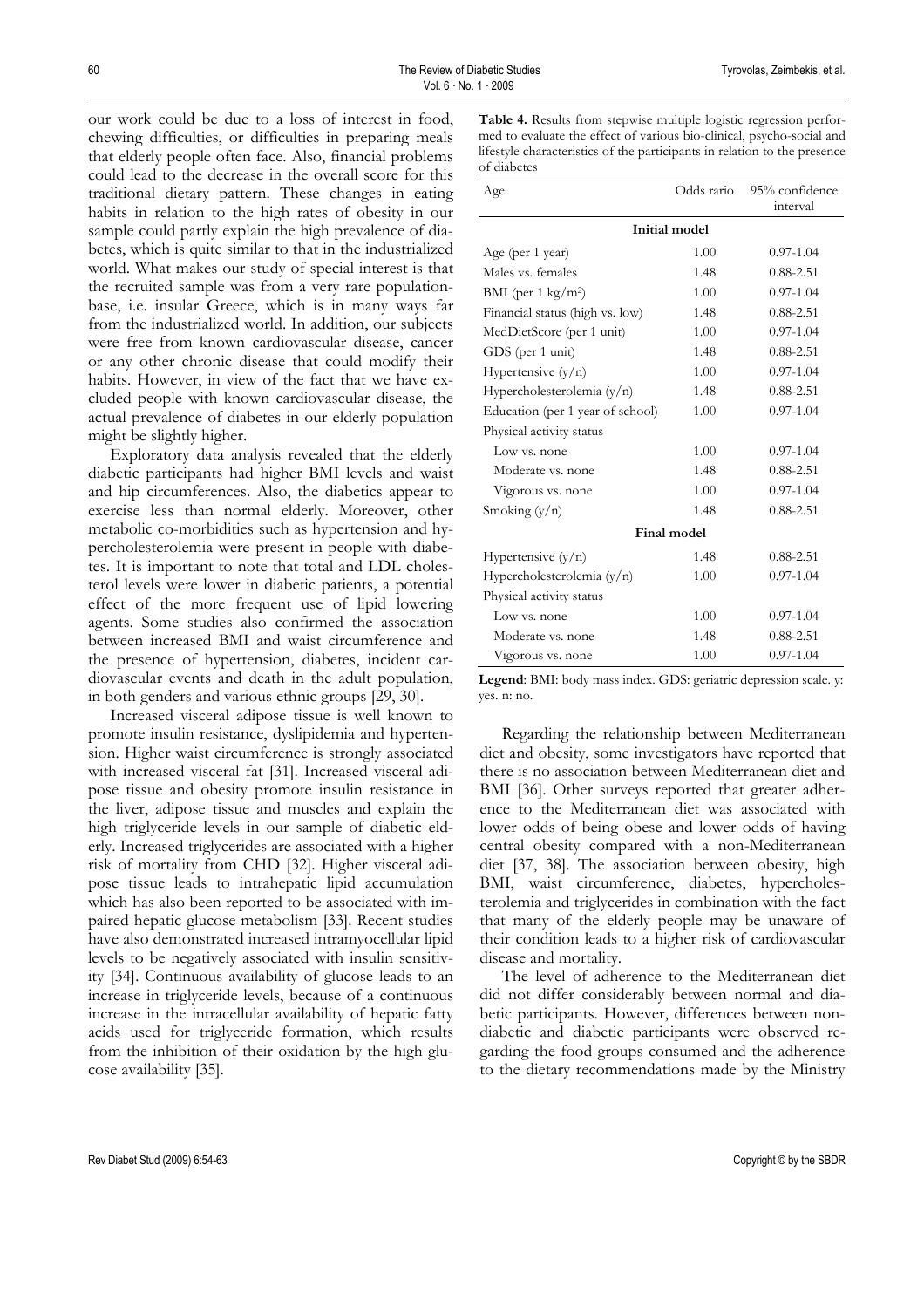our work could be due to a loss of interest in food, chewing difficulties, or difficulties in preparing meals that elderly people often face. Also, financial problems could lead to the decrease in the overall score for this traditional dietary pattern. These changes in eating habits in relation to the high rates of obesity in our sample could partly explain the high prevalence of diabetes, which is quite similar to that in the industrialized world. What makes our study of special interest is that the recruited sample was from a very rare population-base, i.e. insular Greece, which is in many ways far from the industrialized world. In addition, our subjects were free from known cardiovascular disease, cancer or any other chronic disease that could modify their habits. However, in view of the fact that we have excluded people with known cardiovascular disease, the actual prevalence of diabetes in our elderly population might be slightly higher.

Exploratory data analysis revealed that the elderly diabetic participants had higher BMI levels and waist and hip circumferences. Also, the diabetics appear to exercise less than normal elderly. Moreover, other metabolic co-morbidities such as hypertension and hypercholesterolemia were present in people with diabetes. It is important to note that total and LDL cholesterol levels were lower in diabetic patients, a potential effect of the more frequent use of lipid lowering agents. Some studies also confirmed the association between increased BMI and waist circumference and the presence of hypertension, diabetes, incident cardiovascular events and death in the adult population, in both genders and various ethnic groups [29, 30].

Increased visceral adipose tissue is well known to promote insulin resistance, dyslipidemia and hypertension. Higher waist circumference is strongly associated with increased visceral fat [31]. Increased visceral adipose tissue and obesity promote insulin resistance in the liver, adipose tissue and muscles and explain the high triglyceride levels in our sample of diabetic elderly. Increased triglycerides are associated with a higher risk of mortality from CHD [32]. Higher visceral adipose tissue leads to intrahepatic lipid accumulation which has also been reported to be associated with impaired hepatic glucose metabolism [33]. Recent studies have also demonstrated increased intramyocellular lipid levels to be negatively associated with insulin sensitivity [34]. Continuous availability of glucose leads to an increase in triglyceride levels, because of a continuous increase in the intracellular availability of hepatic fatty acids used for triglyceride formation, which results from the inhibition of their oxidation by the high glucose availability [35].

**Table 4.** Results from stepwise multiple logistic regression performed to evaluate the effect of various bio-clinical, psycho-social and lifestyle characteristics of the participants in relation to the presence of diabetes

| Age | Odds rario | 95% confidence interval |
|---|---|---|
| **Initial model** | | |
| Age (per 1 year) | 1.00 | 0.97-1.04 |
| Males vs. females | 1.48 | 0.88-2.51 |
| BMI (per 1 kg/m²) | 1.00 | 0.97-1.04 |
| Financial status (high vs. low) | 1.48 | 0.88-2.51 |
| MedDietScore (per 1 unit) | 1.00 | 0.97-1.04 |
| GDS (per 1 unit) | 1.48 | 0.88-2.51 |
| Hypertensive (y/n) | 1.00 | 0.97-1.04 |
| Hypercholesterolemia (y/n) | 1.48 | 0.88-2.51 |
| Education (per 1 year of school) | 1.00 | 0.97-1.04 |
| Physical activity status | | |
| Low vs. none | 1.00 | 0.97-1.04 |
| Moderate vs. none | 1.48 | 0.88-2.51 |
| Vigorous vs. none | 1.00 | 0.97-1.04 |
| Smoking (y/n) | 1.48 | 0.88-2.51 |
| **Final model** | | |
| Hypertensive (y/n) | 1.48 | 0.88-2.51 |
| Hypercholesterolemia (y/n) | 1.00 | 0.97-1.04 |
| Physical activity status | | |
| Low vs. none | 1.00 | 0.97-1.04 |
| Moderate vs. none | 1.48 | 0.88-2.51 |
| Vigorous vs. none | 1.00 | 0.97-1.04 |

**Legend**: BMI: body mass index. GDS: geriatric depression scale. y: yes. n: no.

Regarding the relationship between Mediterranean diet and obesity, some investigators have reported that there is no association between Mediterranean diet and BMI [36]. Other surveys reported that greater adherence to the Mediterranean diet was associated with lower odds of being obese and lower odds of having central obesity compared with a non-Mediterranean diet [37, 38]. The association between obesity, high BMI, waist circumference, diabetes, hypercholesterolemia and triglycerides in combination with the fact that many of the elderly people may be unaware of their condition leads to a higher risk of cardiovascular disease and mortality.

The level of adherence to the Mediterranean diet did not differ considerably between normal and diabetic participants. However, differences between non-diabetic and diabetic participants were observed regarding the food groups consumed and the adherence to the dietary recommendations made by the Ministry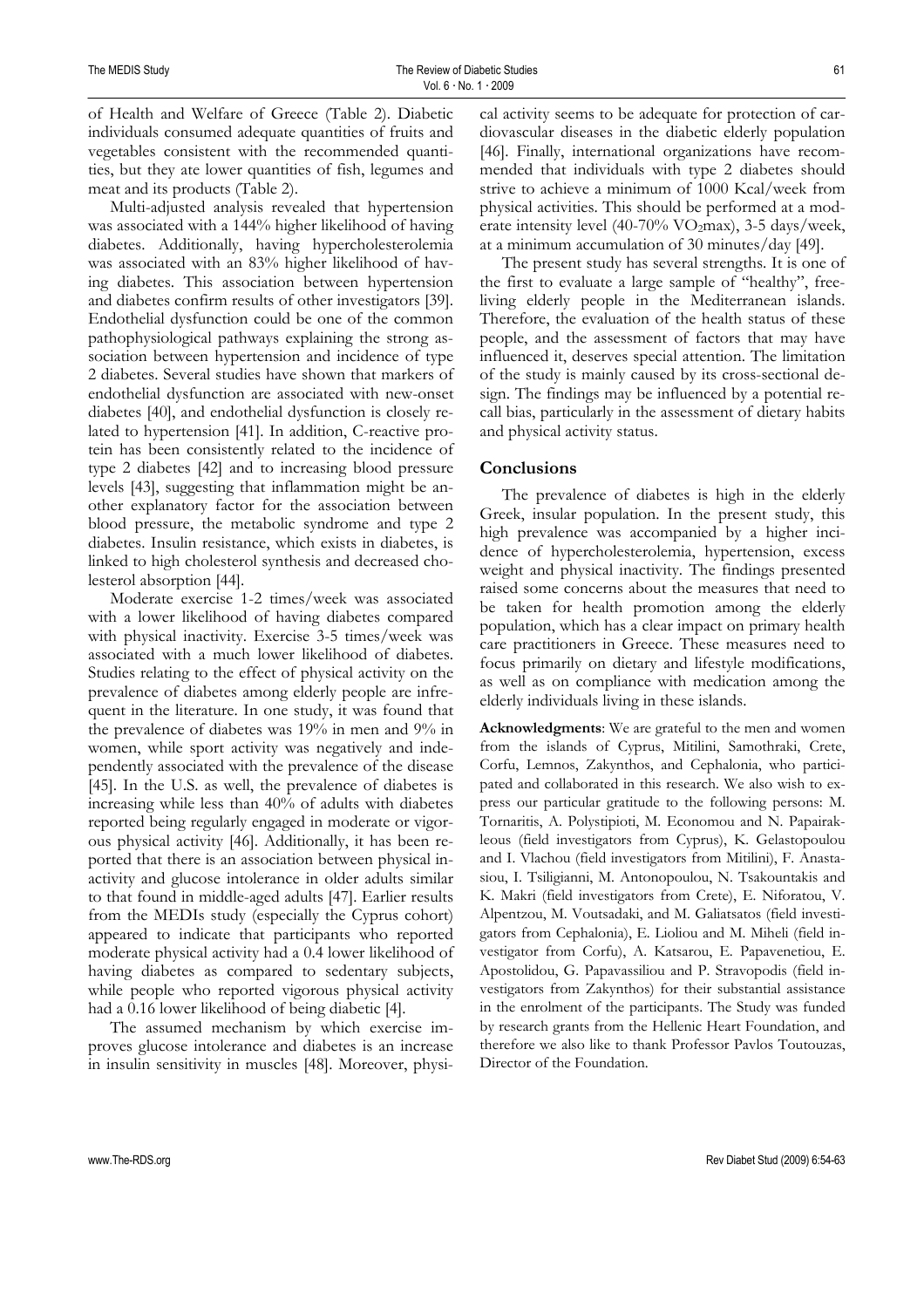of Health and Welfare of Greece (Table 2). Diabetic individuals consumed adequate quantities of fruits and vegetables consistent with the recommended quantities, but they ate lower quantities of fish, legumes and meat and its products (Table 2).

Multi-adjusted analysis revealed that hypertension was associated with a 144% higher likelihood of having diabetes. Additionally, having hypercholesterolemia was associated with an 83% higher likelihood of having diabetes. This association between hypertension and diabetes confirm results of other investigators [39]. Endothelial dysfunction could be one of the common pathophysiological pathways explaining the strong association between hypertension and incidence of type 2 diabetes. Several studies have shown that markers of endothelial dysfunction are associated with new-onset diabetes [40], and endothelial dysfunction is closely related to hypertension [41]. In addition, C-reactive protein has been consistently related to the incidence of type 2 diabetes [42] and to increasing blood pressure levels [43], suggesting that inflammation might be another explanatory factor for the association between blood pressure, the metabolic syndrome and type 2 diabetes. Insulin resistance, which exists in diabetes, is linked to high cholesterol synthesis and decreased cholesterol absorption [44].

Moderate exercise 1-2 times/week was associated with a lower likelihood of having diabetes compared with physical inactivity. Exercise 3-5 times/week was associated with a much lower likelihood of diabetes. Studies relating to the effect of physical activity on the prevalence of diabetes among elderly people are infrequent in the literature. In one study, it was found that the prevalence of diabetes was 19% in men and 9% in women, while sport activity was negatively and independently associated with the prevalence of the disease [45]. In the U.S. as well, the prevalence of diabetes is increasing while less than 40% of adults with diabetes reported being regularly engaged in moderate or vigorous physical activity [46]. Additionally, it has been reported that there is an association between physical inactivity and glucose intolerance in older adults similar to that found in middle-aged adults [47]. Earlier results from the MEDIs study (especially the Cyprus cohort) appeared to indicate that participants who reported moderate physical activity had a 0.4 lower likelihood of having diabetes as compared to sedentary subjects, while people who reported vigorous physical activity had a 0.16 lower likelihood of being diabetic [4].

The assumed mechanism by which exercise improves glucose intolerance and diabetes is an increase in insulin sensitivity in muscles [48]. Moreover, physical activity seems to be adequate for protection of cardiovascular diseases in the diabetic elderly population [46]. Finally, international organizations have recommended that individuals with type 2 diabetes should strive to achieve a minimum of 1000 Kcal/week from physical activities. This should be performed at a moderate intensity level (40-70% $VO_2max$), 3-5 days/week, at a minimum accumulation of 30 minutes/day [49].

The present study has several strengths. It is one of the first to evaluate a large sample of "healthy", free-living elderly people in the Mediterranean islands. Therefore, the evaluation of the health status of these people, and the assessment of factors that may have influenced it, deserves special attention. The limitation of the study is mainly caused by its cross-sectional design. The findings may be influenced by a potential recall bias, particularly in the assessment of dietary habits and physical activity status.

## Conclusions

The prevalence of diabetes is high in the elderly Greek, insular population. In the present study, this high prevalence was accompanied by a higher incidence of hypercholesterolemia, hypertension, excess weight and physical inactivity. The findings presented raised some concerns about the measures that need to be taken for health promotion among the elderly population, which has a clear impact on primary health care practitioners in Greece. These measures need to focus primarily on dietary and lifestyle modifications, as well as on compliance with medication among the elderly individuals living in these islands.

**Acknowledgments**: We are grateful to the men and women from the islands of Cyprus, Mitilini, Samothraki, Crete, Corfu, Lemnos, Zakynthos, and Cephalonia, who participated and collaborated in this research. We also wish to express our particular gratitude to the following persons: M. Tornaritis, A. Polystipioti, M. Economou and N. Papairakleous (field investigators from Cyprus), K. Gelastopoulou and I. Vlachou (field investigators from Mitilini), F. Anastasiou, I. Tsiligianni, M. Antonopoulou, N. Tsakountakis and K. Makri (field investigators from Crete), E. Niforatou, V. Alpentzou, M. Voutsadaki, and M. Galiatsatos (field investigators from Cephalonia), E. Lioliou and M. Miheli (field investigator from Corfu), A. Katsarou, E. Papavenetiou, E. Apostolidou, G. Papavassiliou and P. Stravopodis (field investigators from Zakynthos) for their substantial assistance in the enrolment of the participants. The Study was funded by research grants from the Hellenic Heart Foundation, and therefore we also like to thank Professor Pavlos Toutouzas, Director of the Foundation.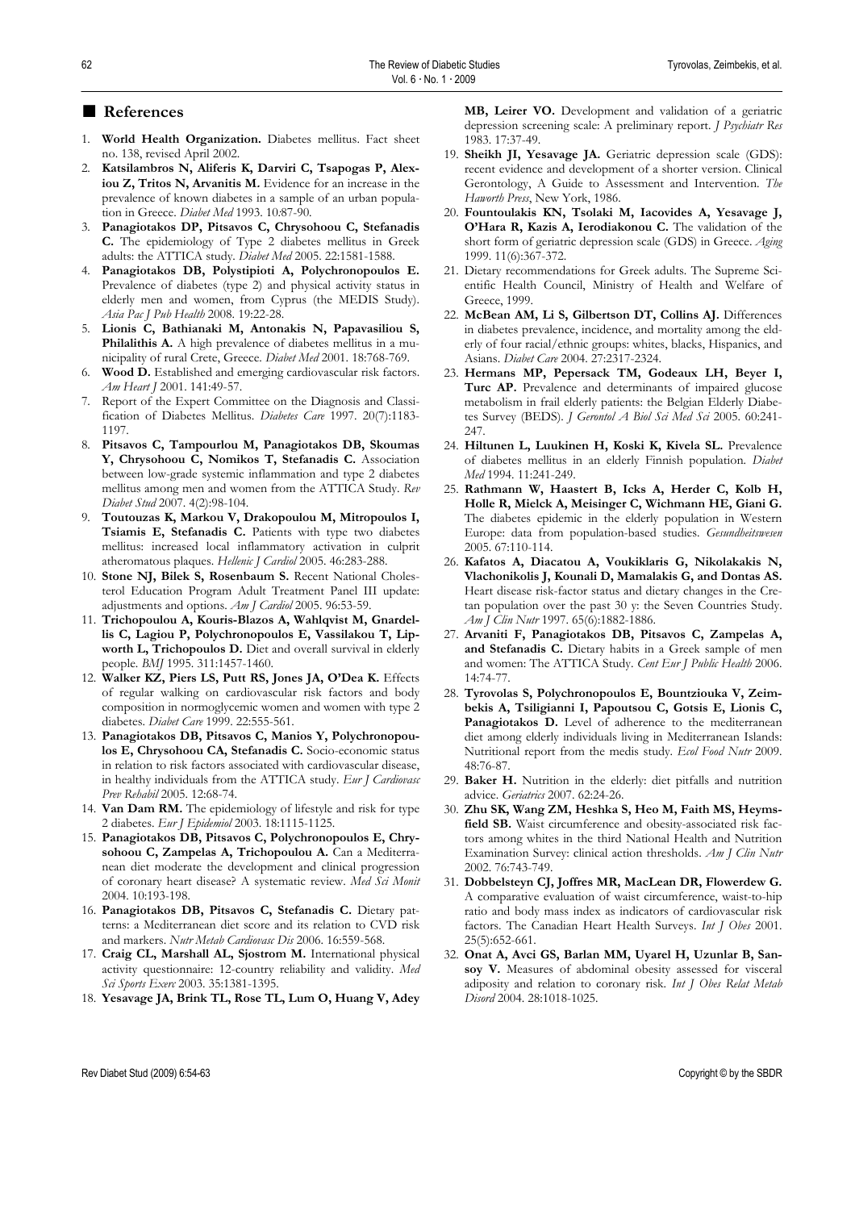## References

1. **World Health Organization.** Diabetes mellitus. Fact sheet no. 138, revised April 2002.
2. **Katsilambros N, Aliferis K, Darviri C, Tsapogas P, Alexiou Z, Tritos N, Arvanitis M.** Evidence for an increase in the prevalence of known diabetes in a sample of an urban population in Greece. *Diabet Med* 1993. 10:87-90.
3. **Panagiotakos DP, Pitsavos C, Chrysohoou C, Stefanadis C.** The epidemiology of Type 2 diabetes mellitus in Greek adults: the ATTICA study. *Diabet Med* 2005. 22:1581-1588.
4. **Panagiotakos DB, Polystipioti A, Polychronopoulos E.** Prevalence of diabetes (type 2) and physical activity status in elderly men and women, from Cyprus (the MEDIS Study). *Asia Pac J Pub Health* 2008. 19:22-28.
5. **Lionis C, Bathianaki M, Antonakis N, Papavasiliou S, Philalithis A.** A high prevalence of diabetes mellitus in a municipality of rural Crete, Greece. *Diabet Med* 2001. 18:768-769.
6. **Wood D.** Established and emerging cardiovascular risk factors. *Am Heart J* 2001. 141:49-57.
7. Report of the Expert Committee on the Diagnosis and Classification of Diabetes Mellitus. *Diabetes Care* 1997. 20(7):1183-1197.
8. **Pitsavos C, Tampourlou M, Panagiotakos DB, Skoumas Y, Chrysohoou C, Nomikos T, Stefanadis C.** Association between low-grade systemic inflammation and type 2 diabetes mellitus among men and women from the ATTICA Study. *Rev Diabet Stud* 2007. 4(2):98-104.
9. **Toutouzas K, Markou V, Drakopoulou M, Mitropoulos I, Tsiamis E, Stefanadis C.** Patients with type two diabetes mellitus: increased local inflammatory activation in culprit atheromatous plaques. *Hellenic J Cardiol* 2005. 46:283-288.
10. **Stone NJ, Bilek S, Rosenbaum S.** Recent National Cholesterol Education Program Adult Treatment Panel III update: adjustments and options. *Am J Cardiol* 2005. 96:53-59.
11. **Trichopoulou A, Kouris-Blazos A, Wahlqvist M, Gnardellis C, Lagiou P, Polychronopoulos E, Vassilakou T, Lipworth L, Trichopoulos D.** Diet and overall survival in elderly people. *BMJ* 1995. 311:1457-1460.
12. **Walker KZ, Piers LS, Putt RS, Jones JA, O'Dea K.** Effects of regular walking on cardiovascular risk factors and body composition in normoglycemic women and women with type 2 diabetes. *Diabet Care* 1999. 22:555-561.
13. **Panagiotakos DB, Pitsavos C, Manios Y, Polychronopoulos E, Chrysohoou CA, Stefanadis C.** Socio-economic status in relation to risk factors associated with cardiovascular disease, in healthy individuals from the ATTICA study. *Eur J Cardiovasc Prev Rehabil* 2005. 12:68-74.
14. **Van Dam RM.** The epidemiology of lifestyle and risk for type 2 diabetes. *Eur J Epidemiol* 2003. 18:1115-1125.
15. **Panagiotakos DB, Pitsavos C, Polychronopoulos E, Chrysohoou C, Zampelas A, Trichopoulou A.** Can a Mediterranean diet moderate the development and clinical progression of coronary heart disease? A systematic review. *Med Sci Monit* 2004. 10:193-198.
16. **Panagiotakos DB, Pitsavos C, Stefanadis C.** Dietary patterns: a Mediterranean diet score and its relation to CVD risk and markers. *Nutr Metab Cardiovasc Dis* 2006. 16:559-568.
17. **Craig CL, Marshall AL, Sjostrom M.** International physical activity questionnaire: 12-country reliability and validity. *Med Sci Sports Exerc* 2003. 35:1381-1395.
18. **Yesavage JA, Brink TL, Rose TL, Lum O, Huang V, Adey MB, Leirer VO.** Development and validation of a geriatric depression screening scale: A preliminary report. *J Psychiatr Res* 1983. 17:37-49.
19. **Sheikh JI, Yesavage JA.** Geriatric depression scale (GDS): recent evidence and development of a shorter version. Clinical Gerontology, A Guide to Assessment and Intervention. *The Haworth Press*, New York, 1986.
20. **Fountoulakis KN, Tsolaki M, Iacovides A, Yesavage J, O'Hara R, Kazis A, Ierodiakonou C.** The validation of the short form of geriatric depression scale (GDS) in Greece. *Aging* 1999. 11(6):367-372.
21. Dietary recommendations for Greek adults. The Supreme Scientific Health Council, Ministry of Health and Welfare of Greece, 1999.
22. **McBean AM, Li S, Gilbertson DT, Collins AJ.** Differences in diabetes prevalence, incidence, and mortality among the elderly of four racial/ethnic groups: whites, blacks, Hispanics, and Asians. *Diabet Care* 2004. 27:2317-2324.
23. **Hermans MP, Pepersack TM, Godeaux LH, Beyer I, Turc AP.** Prevalence and determinants of impaired glucose metabolism in frail elderly patients: the Belgian Elderly Diabetes Survey (BEDS). *J Gerontol A Biol Sci Med Sci* 2005. 60:241-247.
24. **Hiltunen L, Luukinen H, Koski K, Kivela SL.** Prevalence of diabetes mellitus in an elderly Finnish population. *Diabet Med* 1994. 11:241-249.
25. **Rathmann W, Haastert B, Icks A, Herder C, Kolb H, Holle R, Mielck A, Meisinger C, Wichmann HE, Giani G.** The diabetes epidemic in the elderly population in Western Europe: data from population-based studies. *Gesundheitswesen* 2005. 67:110-114.
26. **Kafatos A, Diacatou A, Voukiklaris G, Nikolakakis N, Vlachonikolis J, Kounali D, Mamalakis G, and Dontas AS.** Heart disease risk-factor status and dietary changes in the Cretan population over the past 30 y: the Seven Countries Study. *Am J Clin Nutr* 1997. 65(6):1882-1886.
27. **Arvaniti F, Panagiotakos DB, Pitsavos C, Zampelas A, and Stefanadis C.** Dietary habits in a Greek sample of men and women: The ATTICA Study. *Cent Eur J Public Health* 2006. 14:74-77.
28. **Tyrovolas S, Polychronopoulos E, Bountziouka V, Zeimbekis A, Tsiligianni I, Papoutsou C, Gotsis E, Lionis C, Panagiotakos D.** Level of adherence to the mediterranean diet among elderly individuals living in Mediterranean Islands: Nutritional report from the medis study. *Ecol Food Nutr* 2009. 48:76-87.
29. **Baker H.** Nutrition in the elderly: diet pitfalls and nutrition advice. *Geriatrics* 2007. 62:24-26.
30. **Zhu SK, Wang ZM, Heshka S, Heo M, Faith MS, Heymsfield SB.** Waist circumference and obesity-associated risk factors among whites in the third National Health and Nutrition Examination Survey: clinical action thresholds. *Am J Clin Nutr* 2002. 76:743-749.
31. **Dobbelsteyn CJ, Joffres MR, MacLean DR, Flowerdew G.** A comparative evaluation of waist circumference, waist-to-hip ratio and body mass index as indicators of cardiovascular risk factors. The Canadian Heart Health Surveys. *Int J Obes* 2001. 25(5):652-661.
32. **Onat A, Avci GS, Barlan MM, Uyarel H, Uzunlar B, Sansoy V.** Measures of abdominal obesity assessed for visceral adiposity and relation to coronary risk. *Int J Obes Relat Metab Disord* 2004. 28:1018-1025.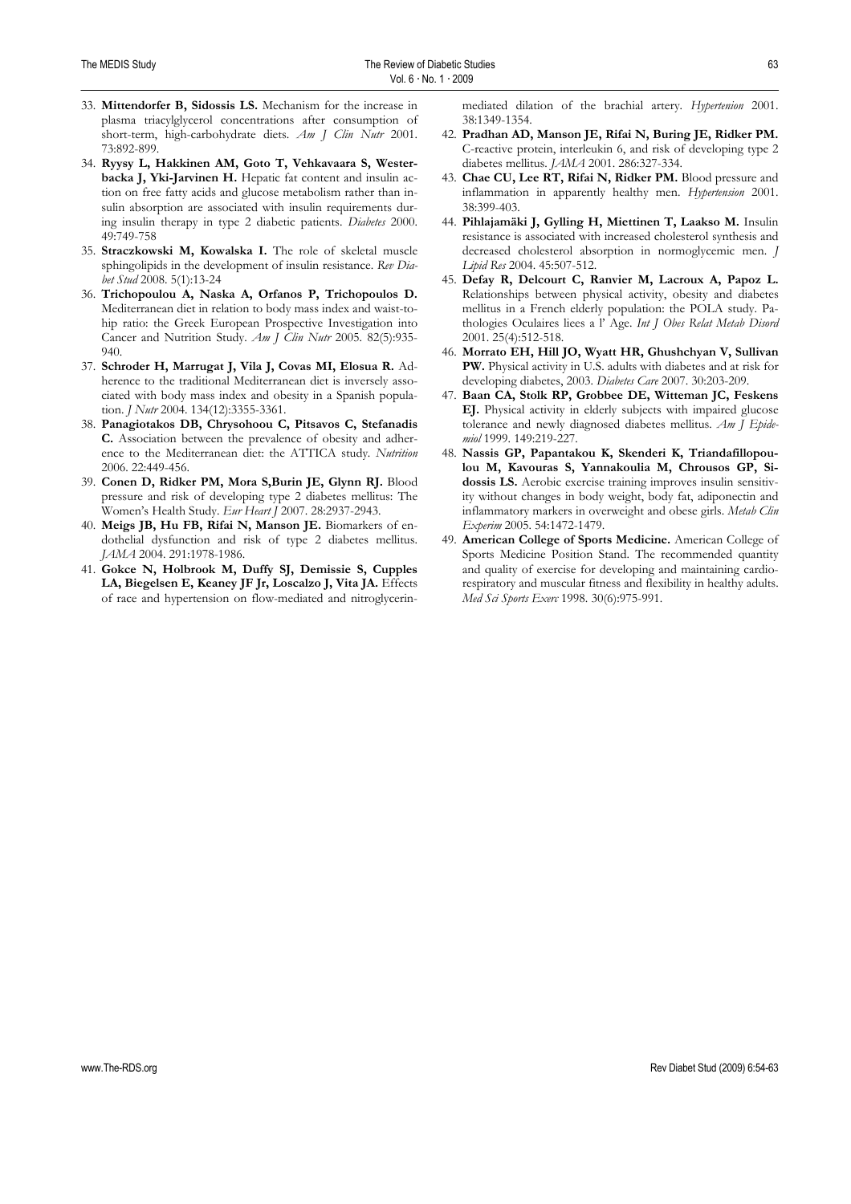33. **Mittendorfer B, Sidossis LS.** Mechanism for the increase in plasma triacylglycerol concentrations after consumption of short-term, high-carbohydrate diets. *Am J Clin Nutr* 2001. 73:892-899.
34. **Ryysy L, Hakkinen AM, Goto T, Vehkavaara S, Westerbacka J, Yki-Jarvinen H.** Hepatic fat content and insulin action on free fatty acids and glucose metabolism rather than insulin absorption are associated with insulin requirements during insulin therapy in type 2 diabetic patients. *Diabetes* 2000. 49:749-758
35. **Straczkowski M, Kowalska I.** The role of skeletal muscle sphingolipids in the development of insulin resistance. *Rev Diabet Stud* 2008. 5(1):13-24
36. **Trichopoulou A, Naska A, Orfanos P, Trichopoulos D.** Mediterranean diet in relation to body mass index and waist-to-hip ratio: the Greek European Prospective Investigation into Cancer and Nutrition Study. *Am J Clin Nutr* 2005. 82(5):935-940.
37. **Schroder H, Marrugat J, Vila J, Covas MI, Elosua R.** Adherence to the traditional Mediterranean diet is inversely associated with body mass index and obesity in a Spanish population. *J Nutr* 2004. 134(12):3355-3361.
38. **Panagiotakos DB, Chrysohoou C, Pitsavos C, Stefanadis C.** Association between the prevalence of obesity and adherence to the Mediterranean diet: the ATTICA study. *Nutrition* 2006. 22:449-456.
39. **Conen D, Ridker PM, Mora S,Burin JE, Glynn RJ.** Blood pressure and risk of developing type 2 diabetes mellitus: The Women's Health Study. *Eur Heart J* 2007. 28:2937-2943.
40. **Meigs JB, Hu FB, Rifai N, Manson JE.** Biomarkers of endothelial dysfunction and risk of type 2 diabetes mellitus. *JAMA* 2004. 291:1978-1986.
41. **Gokce N, Holbrook M, Duffy SJ, Demissie S, Cupples LA, Biegelsen E, Keaney JF Jr, Loscalzo J, Vita JA.** Effects of race and hypertension on flow-mediated and nitroglycerin-mediated dilation of the brachial artery. *Hypertenion* 2001. 38:1349-1354.
42. **Pradhan AD, Manson JE, Rifai N, Buring JE, Ridker PM.** C-reactive protein, interleukin 6, and risk of developing type 2 diabetes mellitus. *JAMA* 2001. 286:327-334.
43. **Chae CU, Lee RT, Rifai N, Ridker PM.** Blood pressure and inflammation in apparently healthy men. *Hypertension* 2001. 38:399-403.
44. **Pihlajamäki J, Gylling H, Miettinen T, Laakso M.** Insulin resistance is associated with increased cholesterol synthesis and decreased cholesterol absorption in normoglycemic men. *J Lipid Res* 2004. 45:507-512.
45. **Defay R, Delcourt C, Ranvier M, Lacroux A, Papoz L.** Relationships between physical activity, obesity and diabetes mellitus in a French elderly population: the POLA study. Pathologies Oculaires liees a l' Age. *Int J Obes Relat Metab Disord* 2001. 25(4):512-518.
46. **Morrato EH, Hill JO, Wyatt HR, Ghushchyan V, Sullivan PW.** Physical activity in U.S. adults with diabetes and at risk for developing diabetes, 2003. *Diabetes Care* 2007. 30:203-209.
47. **Baan CA, Stolk RP, Grobbee DE, Witteman JC, Feskens EJ.** Physical activity in elderly subjects with impaired glucose tolerance and newly diagnosed diabetes mellitus. *Am J Epidemiol* 1999. 149:219-227.
48. **Nassis GP, Papantakou K, Skenderi K, Triandafillopoulou M, Kavouras S, Yannakoulia M, Chrousos GP, Sidossis LS.** Aerobic exercise training improves insulin sensitivity without changes in body weight, body fat, adiponectin and inflammatory markers in overweight and obese girls. *Metab Clin Experim* 2005. 54:1472-1479.
49. **American College of Sports Medicine.** American College of Sports Medicine Position Stand. The recommended quantity and quality of exercise for developing and maintaining cardiorespiratory and muscular fitness and flexibility in healthy adults. *Med Sci Sports Exerc* 1998. 30(6):975-991.